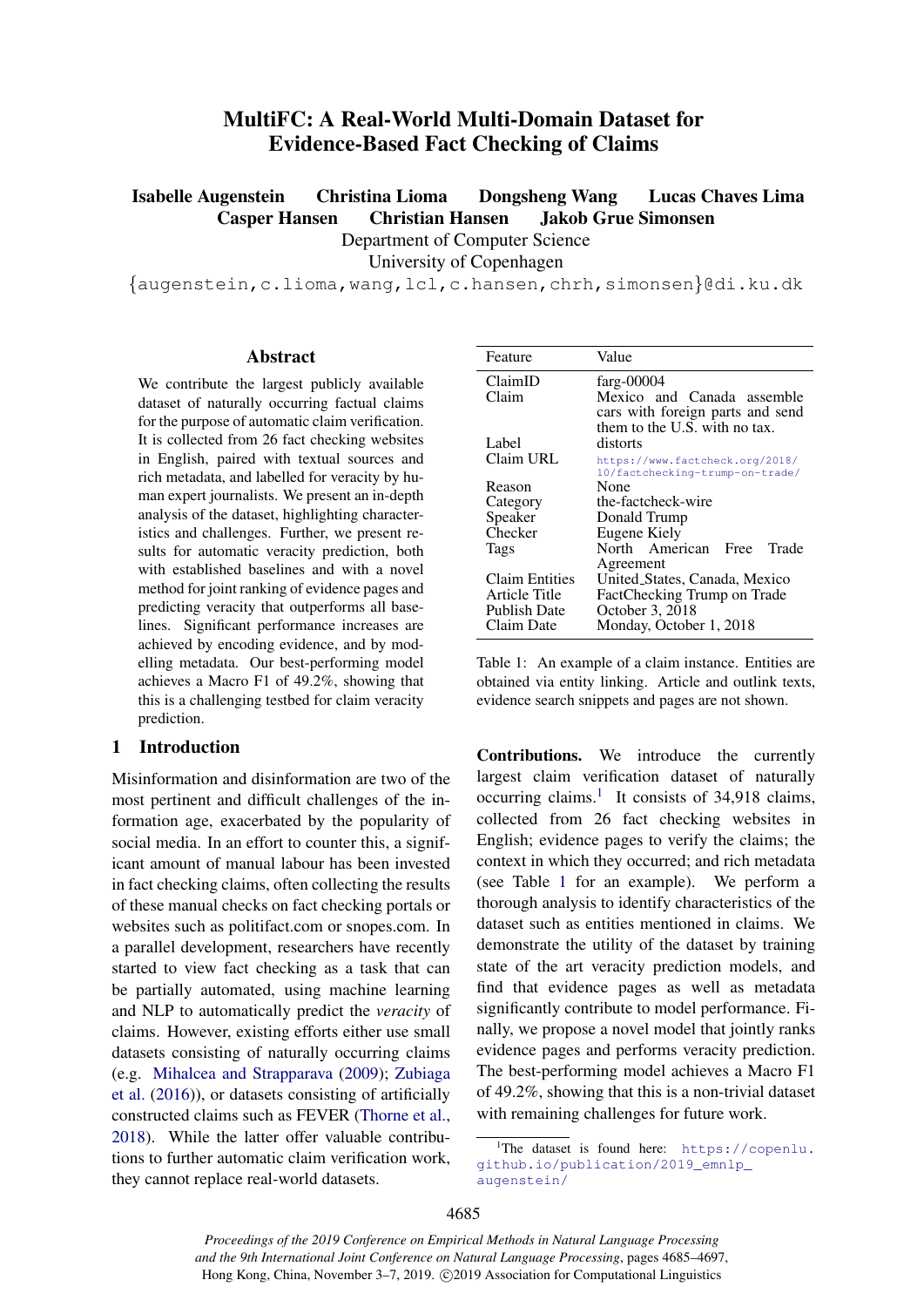# MultiFC: A Real-World Multi-Domain Dataset for Evidence-Based Fact Checking of Claims

**Isabelle Augenstein  Christina Lioma  Dongsheng Wang  Lucas Chaves Lima**
**Casper Hansen  Christian Hansen  Jakob Grue Simonsen**

Department of Computer Science
University of Copenhagen

{augenstein,c.lioma,wang,lcl,c.hansen,chrh,simonsen}@di.ku.dk

## Abstract

We contribute the largest publicly available dataset of naturally occurring factual claims for the purpose of automatic claim verification. It is collected from 26 fact checking websites in English, paired with textual sources and rich metadata, and labelled for veracity by human expert journalists. We present an in-depth analysis of the dataset, highlighting characteristics and challenges. Further, we present results for automatic veracity prediction, both with established baselines and with a novel method for joint ranking of evidence pages and predicting veracity that outperforms all baselines. Significant performance increases are achieved by encoding evidence, and by modelling metadata. Our best-performing model achieves a Macro F1 of 49.2%, showing that this is a challenging testbed for claim veracity prediction.

## 1 Introduction

Misinformation and disinformation are two of the most pertinent and difficult challenges of the information age, exacerbated by the popularity of social media. In an effort to counter this, a significant amount of manual labour has been invested in fact checking claims, often collecting the results of these manual checks on fact checking portals or websites such as politifact.com or snopes.com. In a parallel development, researchers have recently started to view fact checking as a task that can be partially automated, using machine learning and NLP to automatically predict the *veracity* of claims. However, existing efforts either use small datasets consisting of naturally occurring claims (e.g. Mihalcea and Strapparava (2009); Zubiaga et al. (2016)), or datasets consisting of artificially constructed claims such as FEVER (Thorne et al., 2018). While the latter offer valuable contributions to further automatic claim verification work, they cannot replace real-world datasets.

| Feature | Value |
|---|---|
| ClaimID | farg-00004 |
| Claim | Mexico and Canada assemble cars with foreign parts and send them to the U.S. with no tax. |
| Label | distorts |
| Claim URL | https://www.factcheck.org/2018/10/factchecking-trump-on-trade/ |
| Reason | None |
| Category | the-factcheck-wire |
| Speaker | Donald Trump |
| Checker | Eugene Kiely |
| Tags | North American Free Trade Agreement |
| Claim Entities | United_States, Canada, Mexico |
| Article Title | FactChecking Trump on Trade |
| Publish Date | October 3, 2018 |
| Claim Date | Monday, October 1, 2018 |

Table 1: An example of a claim instance. Entities are obtained via entity linking. Article and outlink texts, evidence search snippets and pages are not shown.

**Contributions.** We introduce the currently largest claim verification dataset of naturally occurring claims.[1] It consists of 34,918 claims, collected from 26 fact checking websites in English; evidence pages to verify the claims; the context in which they occurred; and rich metadata (see Table 1 for an example). We perform a thorough analysis to identify characteristics of the dataset such as entities mentioned in claims. We demonstrate the utility of the dataset by training state of the art veracity prediction models, and find that evidence pages as well as metadata significantly contribute to model performance. Finally, we propose a novel model that jointly ranks evidence pages and performs veracity prediction. The best-performing model achieves a Macro F1 of 49.2%, showing that this is a non-trivial dataset with remaining challenges for future work.

[1]The dataset is found here: https://copenlu.github.io/publication/2019_emnlp_augenstein/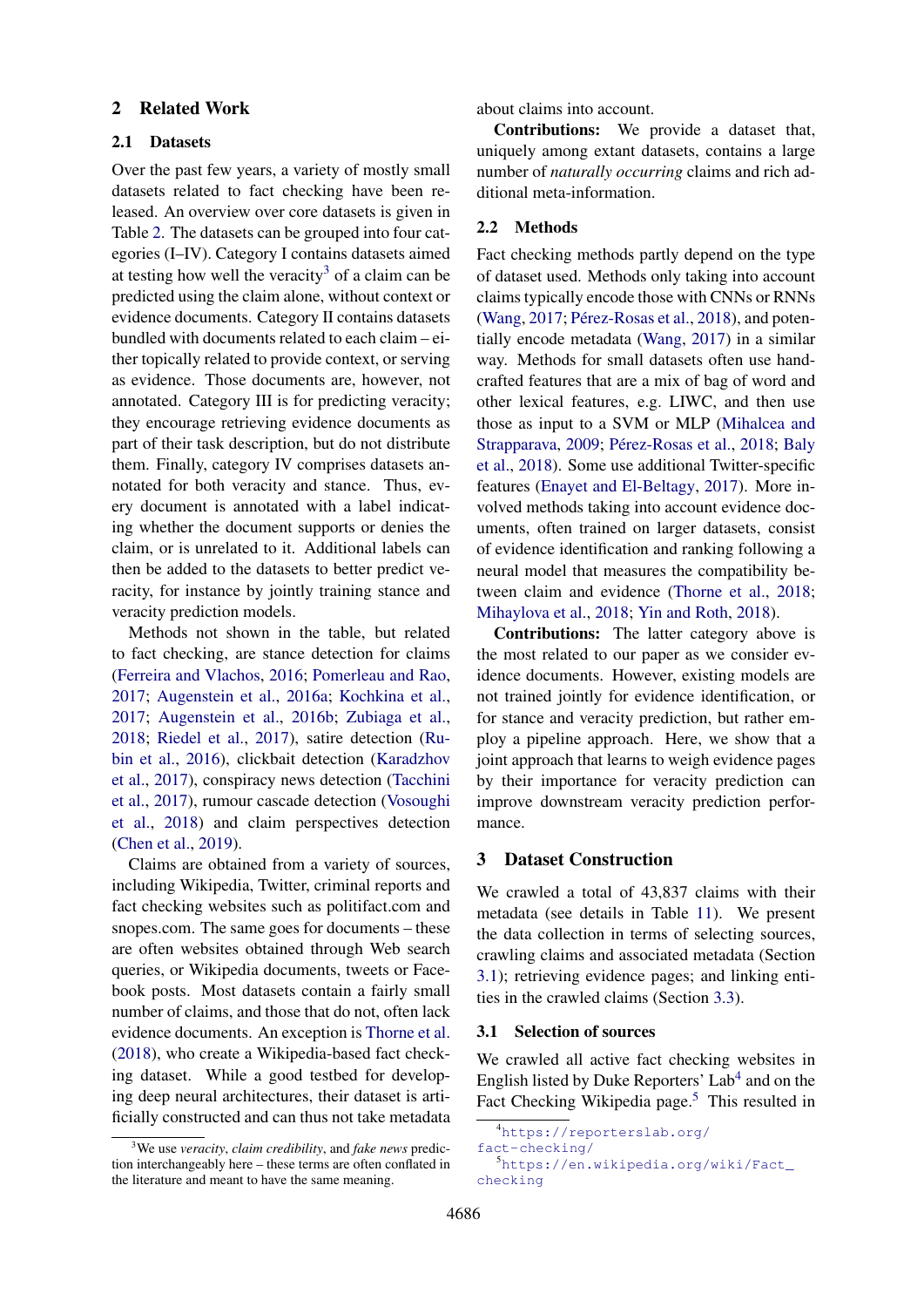## 2 Related Work

### 2.1 Datasets

Over the past few years, a variety of mostly small datasets related to fact checking have been released. An overview over core datasets is given in Table 2. The datasets can be grouped into four categories (I–IV). Category I contains datasets aimed at testing how well the veracity[3] of a claim can be predicted using the claim alone, without context or evidence documents. Category II contains datasets bundled with documents related to each claim – either topically related to provide context, or serving as evidence. Those documents are, however, not annotated. Category III is for predicting veracity; they encourage retrieving evidence documents as part of their task description, but do not distribute them. Finally, category IV comprises datasets annotated for both veracity and stance. Thus, every document is annotated with a label indicating whether the document supports or denies the claim, or is unrelated to it. Additional labels can then be added to the datasets to better predict veracity, for instance by jointly training stance and veracity prediction models.

Methods not shown in the table, but related to fact checking, are stance detection for claims (Ferreira and Vlachos, 2016; Pomerleau and Rao, 2017; Augenstein et al., 2016a; Kochkina et al., 2017; Augenstein et al., 2016b; Zubiaga et al., 2018; Riedel et al., 2017), satire detection (Rubin et al., 2016), clickbait detection (Karadzhov et al., 2017), conspiracy news detection (Tacchini et al., 2017), rumour cascade detection (Vosoughi et al., 2018) and claim perspectives detection (Chen et al., 2019).

Claims are obtained from a variety of sources, including Wikipedia, Twitter, criminal reports and fact checking websites such as politifact.com and snopes.com. The same goes for documents – these are often websites obtained through Web search queries, or Wikipedia documents, tweets or Facebook posts. Most datasets contain a fairly small number of claims, and those that do not, often lack evidence documents. An exception is Thorne et al. (2018), who create a Wikipedia-based fact checking dataset. While a good testbed for developing deep neural architectures, their dataset is artificially constructed and can thus not take metadata about claims into account.

**Contributions:** We provide a dataset that, uniquely among extant datasets, contains a large number of *naturally occurring* claims and rich additional meta-information.

### 2.2 Methods

Fact checking methods partly depend on the type of dataset used. Methods only taking into account claims typically encode those with CNNs or RNNs (Wang, 2017; Pérez-Rosas et al., 2018), and potentially encode metadata (Wang, 2017) in a similar way. Methods for small datasets often use handcrafted features that are a mix of bag of word and other lexical features, e.g. LIWC, and then use those as input to a SVM or MLP (Mihalcea and Strapparava, 2009; Pérez-Rosas et al., 2018; Baly et al., 2018). Some use additional Twitter-specific features (Enayet and El-Beltagy, 2017). More involved methods taking into account evidence documents, often trained on larger datasets, consist of evidence identification and ranking following a neural model that measures the compatibility between claim and evidence (Thorne et al., 2018; Mihaylova et al., 2018; Yin and Roth, 2018).

**Contributions:** The latter category above is the most related to our paper as we consider evidence documents. However, existing models are not trained jointly for evidence identification, or for stance and veracity prediction, but rather employ a pipeline approach. Here, we show that a joint approach that learns to weigh evidence pages by their importance for veracity prediction can improve downstream veracity prediction performance.

## 3 Dataset Construction

We crawled a total of 43,837 claims with their metadata (see details in Table 11). We present the data collection in terms of selecting sources, crawling claims and associated metadata (Section 3.1); retrieving evidence pages; and linking entities in the crawled claims (Section 3.3).

### 3.1 Selection of sources

We crawled all active fact checking websites in English listed by Duke Reporters' Lab[4] and on the Fact Checking Wikipedia page.[5] This resulted in

[3] We use *veracity*, *claim credibility*, and *fake news* prediction interchangeably here – these terms are often conflated in the literature and meant to have the same meaning.

[4] https://reporterslab.org/fact-checking/

[5] https://en.wikipedia.org/wiki/Fact_checking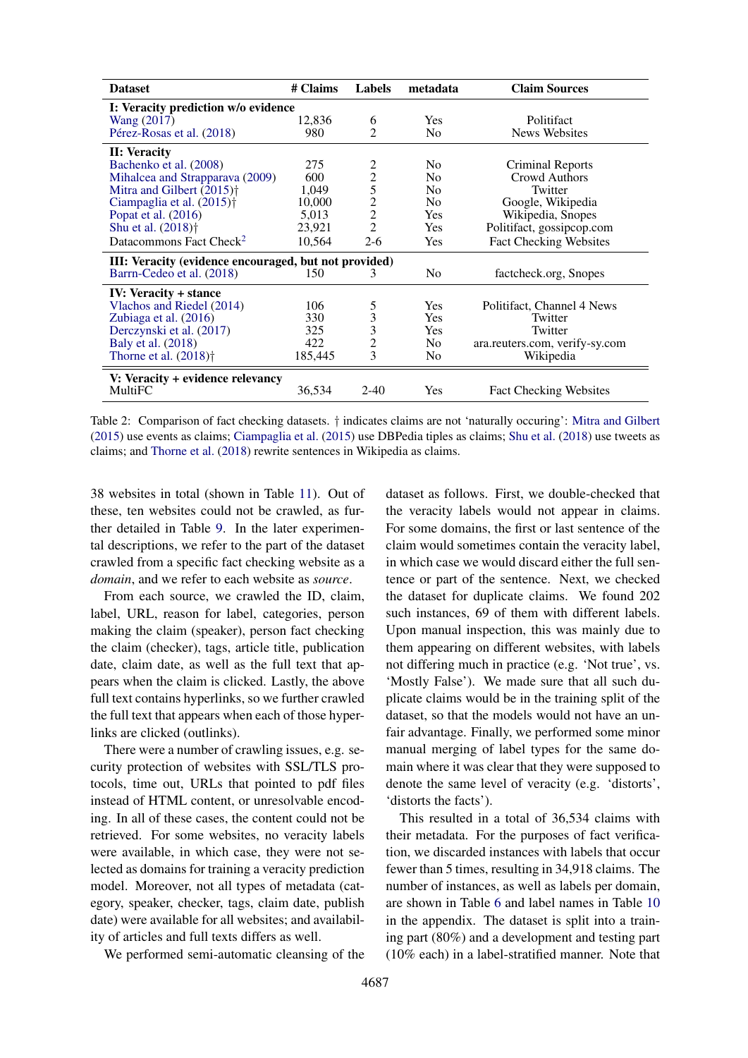| Dataset | # Claims | Labels | metadata | Claim Sources |
|---|---|---|---|---|
| **I: Veracity prediction w/o evidence** | | | | |
| Wang (2017) | 12,836 | 6 | Yes | Politifact |
| Pérez-Rosas et al. (2018) | 980 | 2 | No | News Websites |
| **II: Veracity** | | | | |
| Bachenko et al. (2008) | 275 | 2 | No | Criminal Reports |
| Mihalcea and Strapparava (2009) | 600 | 2 | No | Crowd Authors |
| Mitra and Gilbert (2015)† | 1,049 | 5 | No | Twitter |
| Ciampaglia et al. (2015)† | 10,000 | 2 | No | Google, Wikipedia |
| Popat et al. (2016) | 5,013 | 2 | Yes | Wikipedia, Snopes |
| Shu et al. (2018)† | 23,921 | 2 | Yes | Politifact, gossipcop.com |
| Datacommons Fact Check[2] | 10,564 | 2-6 | Yes | Fact Checking Websites |
| **III: Veracity (evidence encouraged, but not provided)** | | | | |
| Barrn-Cedeo et al. (2018) | 150 | 3 | No | factcheck.org, Snopes |
| **IV: Veracity + stance** | | | | |
| Vlachos and Riedel (2014) | 106 | 5 | Yes | Politifact, Channel 4 News |
| Zubiaga et al. (2016) | 330 | 3 | Yes | Twitter |
| Derczynski et al. (2017) | 325 | 3 | Yes | Twitter |
| Baly et al. (2018) | 422 | 2 | No | ara.reuters.com, verify-sy.com |
| Thorne et al. (2018)† | 185,445 | 3 | No | Wikipedia |
| **V: Veracity + evidence relevancy** | | | | |
| MultiFC | 36,534 | 2-40 | Yes | Fact Checking Websites |

Table 2: Comparison of fact checking datasets. † indicates claims are not 'naturally occuring': Mitra and Gilbert (2015) use events as claims; Ciampaglia et al. (2015) use DBPedia tiples as claims; Shu et al. (2018) use tweets as claims; and Thorne et al. (2018) rewrite sentences in Wikipedia as claims.

38 websites in total (shown in Table 11). Out of these, ten websites could not be crawled, as further detailed in Table 9. In the later experimental descriptions, we refer to the part of the dataset crawled from a specific fact checking website as a *domain*, and we refer to each website as *source*.

From each source, we crawled the ID, claim, label, URL, reason for label, categories, person making the claim (speaker), person fact checking the claim (checker), tags, article title, publication date, claim date, as well as the full text that appears when the claim is clicked. Lastly, the above full text contains hyperlinks, so we further crawled the full text that appears when each of those hyperlinks are clicked (outlinks).

There were a number of crawling issues, e.g. security protection of websites with SSL/TLS protocols, time out, URLs that pointed to pdf files instead of HTML content, or unresolvable encoding. In all of these cases, the content could not be retrieved. For some websites, no veracity labels were available, in which case, they were not selected as domains for training a veracity prediction model. Moreover, not all types of metadata (category, speaker, checker, tags, claim date, publish date) were available for all websites; and availability of articles and full texts differs as well.

We performed semi-automatic cleansing of the dataset as follows. First, we double-checked that the veracity labels would not appear in claims. For some domains, the first or last sentence of the claim would sometimes contain the veracity label, in which case we would discard either the full sentence or part of the sentence. Next, we checked the dataset for duplicate claims. We found 202 such instances, 69 of them with different labels. Upon manual inspection, this was mainly due to them appearing on different websites, with labels not differing much in practice (e.g. 'Not true', vs. 'Mostly False'). We made sure that all such duplicate claims would be in the training split of the dataset, so that the models would not have an unfair advantage. Finally, we performed some minor manual merging of label types for the same domain where it was clear that they were supposed to denote the same level of veracity (e.g. 'distorts', 'distorts the facts').

This resulted in a total of 36,534 claims with their metadata. For the purposes of fact verification, we discarded instances with labels that occur fewer than 5 times, resulting in 34,918 claims. The number of instances, as well as labels per domain, are shown in Table 6 and label names in Table 10 in the appendix. The dataset is split into a training part (80%) and a development and testing part (10% each) in a label-stratified manner. Note that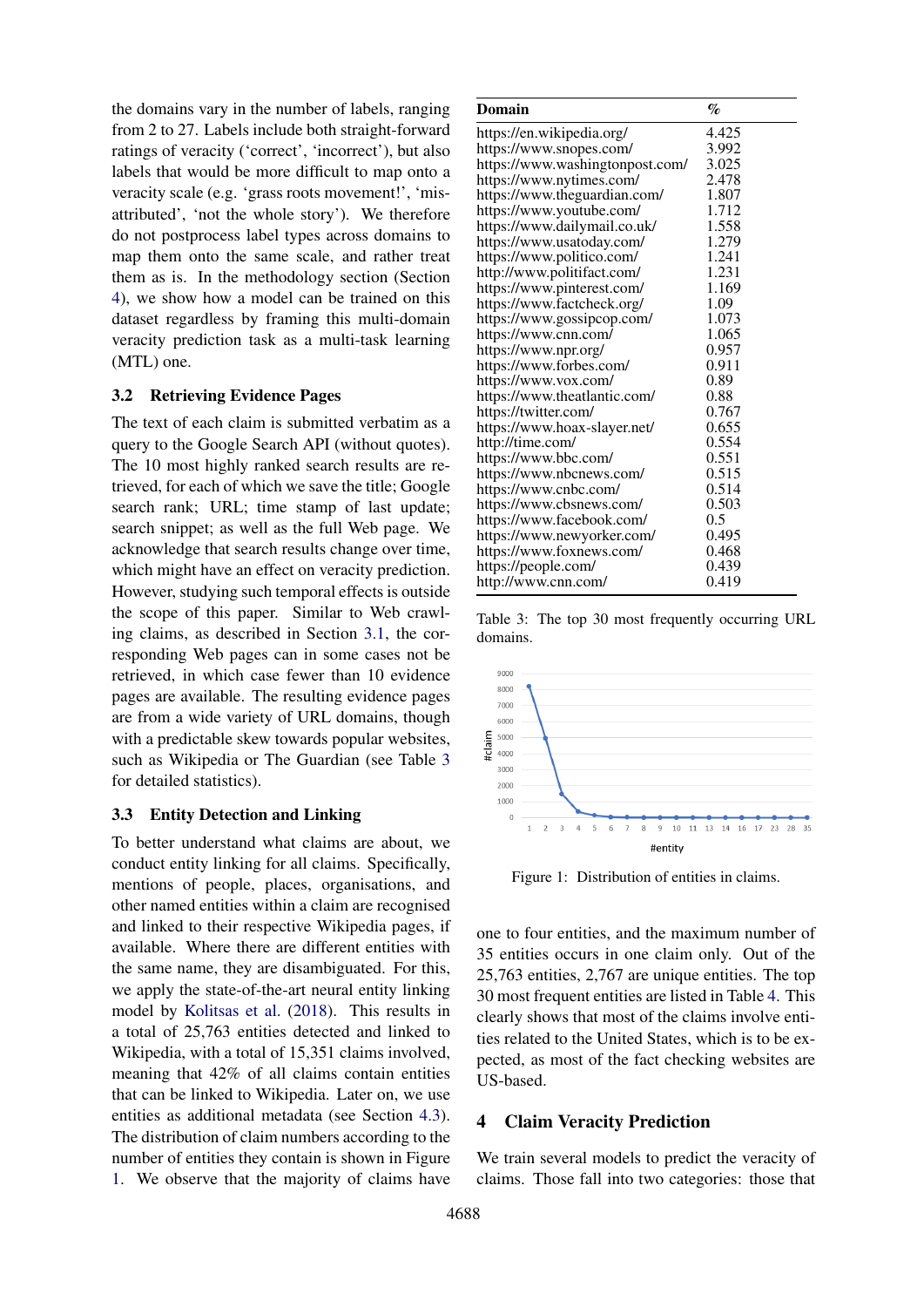the domains vary in the number of labels, ranging from 2 to 27. Labels include both straight-forward ratings of veracity ('correct', 'incorrect'), but also labels that would be more difficult to map onto a veracity scale (e.g. 'grass roots movement!', 'misattributed', 'not the whole story'). We therefore do not postprocess label types across domains to map them onto the same scale, and rather treat them as is. In the methodology section (Section 4), we show how a model can be trained on this dataset regardless by framing this multi-domain veracity prediction task as a multi-task learning (MTL) one.

### 3.2 Retrieving Evidence Pages

The text of each claim is submitted verbatim as a query to the Google Search API (without quotes). The 10 most highly ranked search results are retrieved, for each of which we save the title; Google search rank; URL; time stamp of last update; search snippet; as well as the full Web page. We acknowledge that search results change over time, which might have an effect on veracity prediction. However, studying such temporal effects is outside the scope of this paper. Similar to Web crawling claims, as described in Section 3.1, the corresponding Web pages can in some cases not be retrieved, in which case fewer than 10 evidence pages are available. The resulting evidence pages are from a wide variety of URL domains, though with a predictable skew towards popular websites, such as Wikipedia or The Guardian (see Table 3 for detailed statistics).

### 3.3 Entity Detection and Linking

To better understand what claims are about, we conduct entity linking for all claims. Specifically, mentions of people, places, organisations, and other named entities within a claim are recognised and linked to their respective Wikipedia pages, if available. Where there are different entities with the same name, they are disambiguated. For this, we apply the state-of-the-art neural entity linking model by Kolitsas et al. (2018). This results in a total of 25,763 entities detected and linked to Wikipedia, with a total of 15,351 claims involved, meaning that 42% of all claims contain entities that can be linked to Wikipedia. Later on, we use entities as additional metadata (see Section 4.3). The distribution of claim numbers according to the number of entities they contain is shown in Figure 1. We observe that the majority of claims have one to four entities, and the maximum number of 35 entities occurs in one claim only. Out of the 25,763 entities, 2,767 are unique entities. The top 30 most frequent entities are listed in Table 4. This clearly shows that most of the claims involve entities related to the United States, which is to be expected, as most of the fact checking websites are US-based.

| Domain | % |
|---|---|
| https://en.wikipedia.org/ | 4.425 |
| https://www.snopes.com/ | 3.992 |
| https://www.washingtonpost.com/ | 3.025 |
| https://www.nytimes.com/ | 2.478 |
| https://www.theguardian.com/ | 1.807 |
| https://www.youtube.com/ | 1.712 |
| https://www.dailymail.co.uk/ | 1.558 |
| https://www.usatoday.com/ | 1.279 |
| https://www.politico.com/ | 1.241 |
| http://www.politifact.com/ | 1.231 |
| https://www.pinterest.com/ | 1.169 |
| https://www.factcheck.org/ | 1.09 |
| https://www.gossipcop.com/ | 1.073 |
| https://www.cnn.com/ | 1.065 |
| https://www.npr.org/ | 0.957 |
| https://www.forbes.com/ | 0.911 |
| https://www.vox.com/ | 0.89 |
| https://www.theatlantic.com/ | 0.88 |
| https://twitter.com/ | 0.767 |
| https://www.hoax-slayer.net/ | 0.655 |
| http://time.com/ | 0.554 |
| https://www.bbc.com/ | 0.551 |
| https://www.nbcnews.com/ | 0.515 |
| https://www.cnbc.com/ | 0.514 |
| https://www.cbsnews.com/ | 0.503 |
| https://www.facebook.com/ | 0.5 |
| https://www.newyorker.com/ | 0.495 |
| https://www.foxnews.com/ | 0.468 |
| https://people.com/ | 0.439 |
| http://www.cnn.com/ | 0.419 |

Table 3: The top 30 most frequently occurring URL domains.

Figure 1: Distribution of entities in claims.

## 4 Claim Veracity Prediction

We train several models to predict the veracity of claims. Those fall into two categories: those that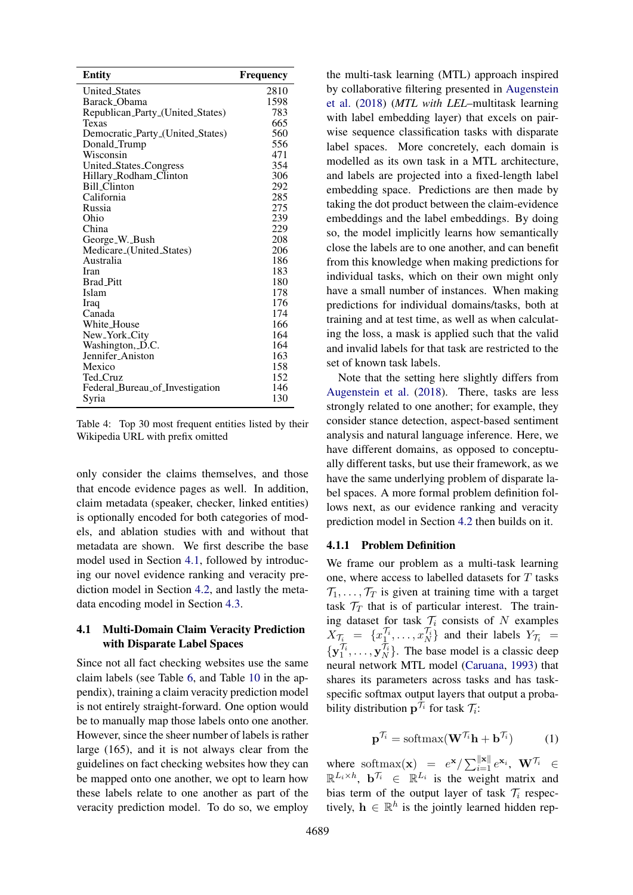| Entity | Frequency |
|---|---|
| United_States | 2810 |
| Barack_Obama | 1598 |
| Republican_Party_(United_States) | 783 |
| Texas | 665 |
| Democratic_Party_(United_States) | 560 |
| Donald_Trump | 556 |
| Wisconsin | 471 |
| United_States_Congress | 354 |
| Hillary_Rodham_Clinton | 306 |
| Bill_Clinton | 292 |
| California | 285 |
| Russia | 275 |
| Ohio | 239 |
| China | 229 |
| George_W._Bush | 208 |
| Medicare_(United_States) | 206 |
| Australia | 186 |
| Iran | 183 |
| Brad_Pitt | 180 |
| Islam | 178 |
| Iraq | 176 |
| Canada | 174 |
| White_House | 166 |
| New_York_City | 164 |
| Washington,_D.C. | 164 |
| Jennifer_Aniston | 163 |
| Mexico | 158 |
| Ted_Cruz | 152 |
| Federal_Bureau_of_Investigation | 146 |
| Syria | 130 |

Table 4: Top 30 most frequent entities listed by their Wikipedia URL with prefix omitted

only consider the claims themselves, and those that encode evidence pages as well. In addition, claim metadata (speaker, checker, linked entities) is optionally encoded for both categories of models, and ablation studies with and without that metadata are shown. We first describe the base model used in Section 4.1, followed by introducing our novel evidence ranking and veracity prediction model in Section 4.2, and lastly the metadata encoding model in Section 4.3.

### 4.1 Multi-Domain Claim Veracity Prediction with Disparate Label Spaces

Since not all fact checking websites use the same claim labels (see Table 6, and Table 10 in the appendix), training a claim veracity prediction model is not entirely straight-forward. One option would be to manually map those labels onto one another. However, since the sheer number of labels is rather large (165), and it is not always clear from the guidelines on fact checking websites how they can be mapped onto one another, we opt to learn how these labels relate to one another as part of the veracity prediction model. To do so, we employ the multi-task learning (MTL) approach inspired by collaborative filtering presented in Augenstein et al. (2018) (*MTL with LEL*–multitask learning with label embedding layer) that excels on pairwise sequence classification tasks with disparate label spaces. More concretely, each domain is modelled as its own task in a MTL architecture, and labels are projected into a fixed-length label embedding space. Predictions are then made by taking the dot product between the claim-evidence embeddings and the label embeddings. By doing so, the model implicitly learns how semantically close the labels are to one another, and can benefit from this knowledge when making predictions for individual tasks, which on their own might only have a small number of instances. When making predictions for individual domains/tasks, both at training and at test time, as well as when calculating the loss, a mask is applied such that the valid and invalid labels for that task are restricted to the set of known task labels.

Note that the setting here slightly differs from Augenstein et al. (2018). There, tasks are less strongly related to one another; for example, they consider stance detection, aspect-based sentiment analysis and natural language inference. Here, we have different domains, as opposed to conceptually different tasks, but use their framework, as we have the same underlying problem of disparate label spaces. A more formal problem definition follows next, as our evidence ranking and veracity prediction model in Section 4.2 then builds on it.

#### 4.1.1 Problem Definition

We frame our problem as a multi-task learning one, where access to labelled datasets for $T$ tasks $\mathcal{T}_1, \ldots, \mathcal{T}_T$ is given at training time with a target task $\mathcal{T}_T$ that is of particular interest. The training dataset for task $\mathcal{T}_i$ consists of $N$ examples $X_{\mathcal{T}_i} = \{x_1^{\mathcal{T}_i}, \ldots, x_N^{\mathcal{T}_i}\}$ and their labels $Y_{\mathcal{T}_i} = \{\mathbf{y}_1^{\mathcal{T}_i}, \ldots, \mathbf{y}_N^{\mathcal{T}_i}\}$. The base model is a classic deep neural network MTL model (Caruana, 1993) that shares its parameters across tasks and has task-specific softmax output layers that output a probability distribution $\mathbf{p}^{\mathcal{T}_i}$ for task $\mathcal{T}_i$:

$$\mathbf{p}^{\mathcal{T}_i} = \mathrm{softmax}(\mathbf{W}^{\mathcal{T}_i}\mathbf{h} + \mathbf{b}^{\mathcal{T}_i}) \qquad (1)$$

where $\mathrm{softmax}(\mathbf{x}) = e^{\mathbf{x}} / \sum_{i=1}^{\|\mathbf{x}\|} e^{\mathbf{x}_i}$, $\mathbf{W}^{\mathcal{T}_i} \in \mathbb{R}^{L_i \times h}$, $\mathbf{b}^{\mathcal{T}_i} \in \mathbb{R}^{L_i}$ is the weight matrix and bias term of the output layer of task $\mathcal{T}_i$ respectively, $\mathbf{h} \in \mathbb{R}^h$ is the jointly learned hidden rep-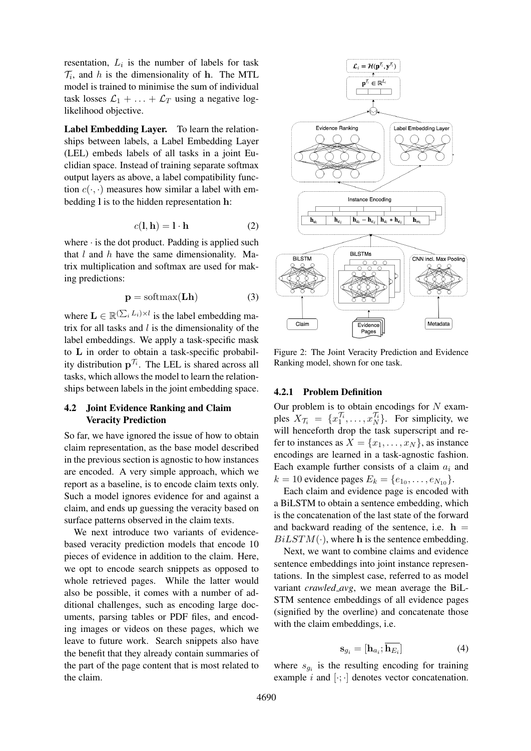resentation, $L_i$ is the number of labels for task $\mathcal{T}_i$, and $h$ is the dimensionality of $\mathbf{h}$. The MTL model is trained to minimise the sum of individual task losses $\mathcal{L}_1 + \ldots + \mathcal{L}_T$ using a negative log-likelihood objective.

**Label Embedding Layer.** To learn the relationships between labels, a Label Embedding Layer (LEL) embeds labels of all tasks in a joint Euclidian space. Instead of training separate softmax output layers as above, a label compatibility function $c(\cdot, \cdot)$ measures how similar a label with embedding $\mathbf{l}$ is to the hidden representation $\mathbf{h}$:

$$c(\mathbf{l}, \mathbf{h}) = \mathbf{l} \cdot \mathbf{h} \tag{2}$$

where $\cdot$ is the dot product. Padding is applied such that $l$ and $h$ have the same dimensionality. Matrix multiplication and softmax are used for making predictions:

$$\mathbf{p} = \mathrm{softmax}(\mathbf{L}\mathbf{h}) \tag{3}$$

where $\mathbf{L} \in \mathbb{R}^{(\sum_i L_i) \times l}$ is the label embedding matrix for all tasks and $l$ is the dimensionality of the label embeddings. We apply a task-specific mask to $\mathbf{L}$ in order to obtain a task-specific probability distribution $\mathbf{p}^{\mathcal{T}_i}$. The LEL is shared across all tasks, which allows the model to learn the relationships between labels in the joint embedding space.

## 4.2 Joint Evidence Ranking and Claim Veracity Prediction

So far, we have ignored the issue of how to obtain claim representation, as the base model described in the previous section is agnostic to how instances are encoded. A very simple approach, which we report as a baseline, is to encode claim texts only. Such a model ignores evidence for and against a claim, and ends up guessing the veracity based on surface patterns observed in the claim texts.

We next introduce two variants of evidence-based veracity prediction models that encode 10 pieces of evidence in addition to the claim. Here, we opt to encode search snippets as opposed to whole retrieved pages. While the latter would also be possible, it comes with a number of additional challenges, such as encoding large documents, parsing tables or PDF files, and encoding images or videos on these pages, which we leave to future work. Search snippets also have the benefit that they already contain summaries of the part of the page content that is most related to the claim.

Figure 2: The Joint Veracity Prediction and Evidence Ranking model, shown for one task.

### 4.2.1 Problem Definition

Our problem is to obtain encodings for $N$ examples $X_{\mathcal{T}_i} = \{x_1^{\mathcal{T}_i}, \ldots, x_N^{\mathcal{T}_i}\}$. For simplicity, we will henceforth drop the task superscript and refer to instances as $X = \{x_1, \ldots, x_N\}$, as instance encodings are learned in a task-agnostic fashion. Each example further consists of a claim $a_i$ and $k = 10$ evidence pages $E_k = \{e_{1_0}, \ldots, e_{N_{10}}\}$.

Each claim and evidence page is encoded with a BiLSTM to obtain a sentence embedding, which is the concatenation of the last state of the forward and backward reading of the sentence, i.e. $\mathbf{h} = BiLSTM(\cdot)$, where $\mathbf{h}$ is the sentence embedding.

Next, we want to combine claims and evidence sentence embeddings into joint instance representations. In the simplest case, referred to as model variant *crawled_avg*, we mean average the BiLSTM sentence embeddings of all evidence pages (signified by the overline) and concatenate those with the claim embeddings, i.e.

$$\mathbf{s}_{g_i} = [\mathbf{h}_{a_i}; \overline{\mathbf{h}_{E_i}}] \tag{4}$$

where $s_{g_i}$ is the resulting encoding for training example $i$ and $[\cdot;\cdot]$ denotes vector concatenation.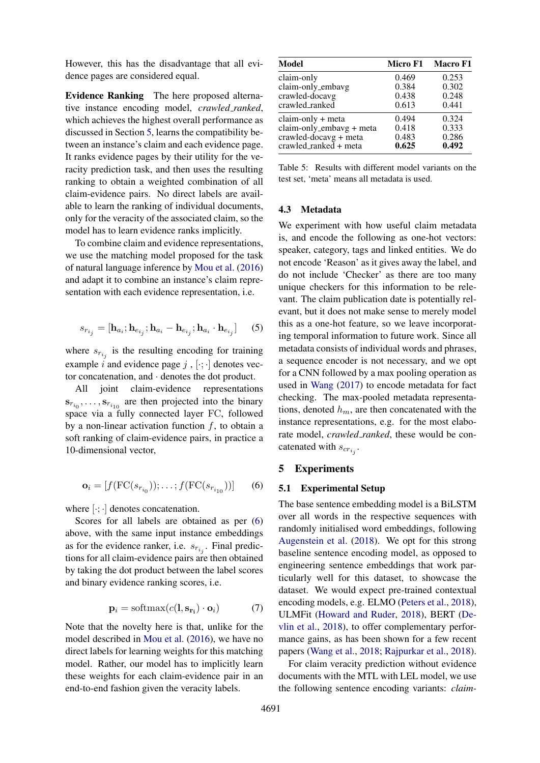However, this has the disadvantage that all evidence pages are considered equal.

**Evidence Ranking** The here proposed alternative instance encoding model, *crawled_ranked*, which achieves the highest overall performance as discussed in Section 5, learns the compatibility between an instance's claim and each evidence page. It ranks evidence pages by their utility for the veracity prediction task, and then uses the resulting ranking to obtain a weighted combination of all claim-evidence pairs. No direct labels are available to learn the ranking of individual documents, only for the veracity of the associated claim, so the model has to learn evidence ranks implicitly.

To combine claim and evidence representations, we use the matching model proposed for the task of natural language inference by Mou et al. (2016) and adapt it to combine an instance's claim representation with each evidence representation, i.e.

$$s_{r_{i_j}} = [\mathbf{h}_{a_i}; \mathbf{h}_{e_{i_j}}; \mathbf{h}_{a_i} - \mathbf{h}_{e_{i_j}}; \mathbf{h}_{a_i} \cdot \mathbf{h}_{e_{i_j}}] \quad (5)$$

where $s_{r_{i_j}}$ is the resulting encoding for training example $i$ and evidence page $j$, $[\cdot;\cdot]$ denotes vector concatenation, and $\cdot$ denotes the dot product.

All joint claim-evidence representations $\mathbf{s}_{r_{i_0}}, \ldots, \mathbf{s}_{r_{i_{10}}}$ are then projected into the binary space via a fully connected layer FC, followed by a non-linear activation function $f$, to obtain a soft ranking of claim-evidence pairs, in practice a 10-dimensional vector,

$$\mathbf{o}_i = [f(\mathrm{FC}(s_{r_{i_0}})); \ldots; f(\mathrm{FC}(s_{r_{i_{10}}}))] \quad (6)$$

where $[\cdot;\cdot]$ denotes concatenation.

Scores for all labels are obtained as per (6) above, with the same input instance embeddings as for the evidence ranker, i.e. $s_{r_{i_j}}$. Final predictions for all claim-evidence pairs are then obtained by taking the dot product between the label scores and binary evidence ranking scores, i.e.

$$\mathbf{p}_i = \mathrm{softmax}(c(\mathbf{l}, \mathbf{s_{r_i}}) \cdot \mathbf{o}_i) \quad (7)$$

Note that the novelty here is that, unlike for the model described in Mou et al. (2016), we have no direct labels for learning weights for this matching model. Rather, our model has to implicitly learn these weights for each claim-evidence pair in an end-to-end fashion given the veracity labels.

| Model | Micro F1 | Macro F1 |
|---|---|---|
| claim-only | 0.469 | 0.253 |
| claim-only_embavg | 0.384 | 0.302 |
| crawled-docavg | 0.438 | 0.248 |
| crawled_ranked | 0.613 | 0.441 |
| claim-only + meta | 0.494 | 0.324 |
| claim-only_embavg + meta | 0.418 | 0.333 |
| crawled-docavg + meta | 0.483 | 0.286 |
| crawled_ranked + meta | **0.625** | **0.492** |

Table 5: Results with different model variants on the test set, 'meta' means all metadata is used.

### 4.3 Metadata

We experiment with how useful claim metadata is, and encode the following as one-hot vectors: speaker, category, tags and linked entities. We do not encode 'Reason' as it gives away the label, and do not include 'Checker' as there are too many unique checkers for this information to be relevant. The claim publication date is potentially relevant, but it does not make sense to merely model this as a one-hot feature, so we leave incorporating temporal information to future work. Since all metadata consists of individual words and phrases, a sequence encoder is not necessary, and we opt for a CNN followed by a max pooling operation as used in Wang (2017) to encode metadata for fact checking. The max-pooled metadata representations, denoted $h_m$, are then concatenated with the instance representations, e.g. for the most elaborate model, *crawled_ranked*, these would be concatenated with $s_{cr_{i_j}}$.

## 5 Experiments

### 5.1 Experimental Setup

The base sentence embedding model is a BiLSTM over all words in the respective sequences with randomly initialised word embeddings, following Augenstein et al. (2018). We opt for this strong baseline sentence encoding model, as opposed to engineering sentence embeddings that work particularly well for this dataset, to showcase the dataset. We would expect pre-trained contextual encoding models, e.g. ELMO (Peters et al., 2018), ULMFit (Howard and Ruder, 2018), BERT (Devlin et al., 2018), to offer complementary performance gains, as has been shown for a few recent papers (Wang et al., 2018; Rajpurkar et al., 2018).

For claim veracity prediction without evidence documents with the MTL with LEL model, we use the following sentence encoding variants: *claim-*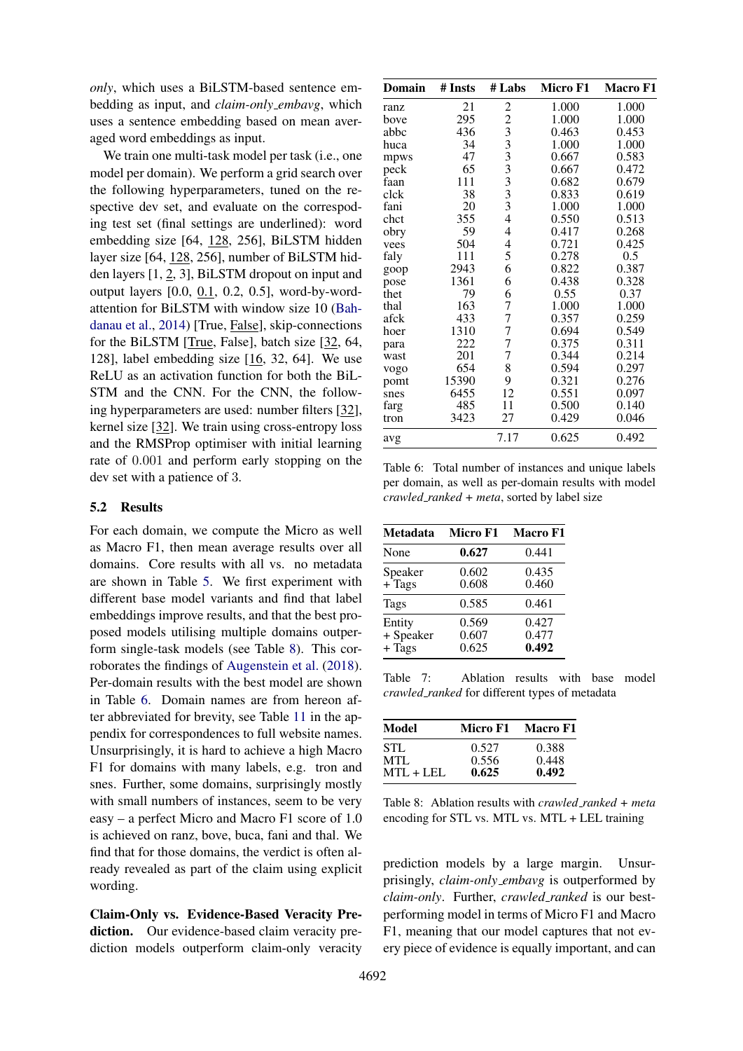*only*, which uses a BiLSTM-based sentence embedding as input, and *claim-only_embavg*, which uses a sentence embedding based on mean averaged word embeddings as input.

We train one multi-task model per task (i.e., one model per domain). We perform a grid search over the following hyperparameters, tuned on the respective dev set, and evaluate on the correspoding test set (final settings are underlined): word embedding size [64, 128, 256], BiLSTM hidden layer size [64, 128, 256], number of BiLSTM hidden layers [1, 2, 3], BiLSTM dropout on input and output layers [0.0, 0.1, 0.2, 0.5], word-by-word-attention for BiLSTM with window size 10 (Bahdanau et al., 2014) [True, False], skip-connections for the BiLSTM [True, False], batch size [32, 64, 128], label embedding size [16, 32, 64]. We use ReLU as an activation function for both the BiLSTM and the CNN. For the CNN, the following hyperparameters are used: number filters [32], kernel size [32]. We train using cross-entropy loss and the RMSProp optimiser with initial learning rate of 0.001 and perform early stopping on the dev set with a patience of 3.

### 5.2 Results

For each domain, we compute the Micro as well as Macro F1, then mean average results over all domains. Core results with all vs. no metadata are shown in Table 5. We first experiment with different base model variants and find that label embeddings improve results, and that the best proposed models utilising multiple domains outperform single-task models (see Table 8). This corroborates the findings of Augenstein et al. (2018). Per-domain results with the best model are shown in Table 6. Domain names are from hereon after abbreviated for brevity, see Table 11 in the appendix for correspondences to full website names. Unsurprisingly, it is hard to achieve a high Macro F1 for domains with many labels, e.g. tron and snes. Further, some domains, surprisingly mostly with small numbers of instances, seem to be very easy – a perfect Micro and Macro F1 score of 1.0 is achieved on ranz, bove, buca, fani and thal. We find that for those domains, the verdict is often already revealed as part of the claim using explicit wording.

**Claim-Only vs. Evidence-Based Veracity Prediction.** Our evidence-based claim veracity prediction models outperform claim-only veracity prediction models by a large margin. Unsurprisingly, *claim-only_embavg* is outperformed by *claim-only*. Further, *crawled_ranked* is our best-performing model in terms of Micro F1 and Macro F1, meaning that our model captures that not every piece of evidence is equally important, and can

| Domain | # Insts | # Labs | Micro F1 | Macro F1 |
|---|---|---|---|---|
| ranz | 21 | 2 | 1.000 | 1.000 |
| bove | 295 | 2 | 1.000 | 1.000 |
| abbc | 436 | 3 | 0.463 | 0.453 |
| huca | 34 | 3 | 1.000 | 1.000 |
| mpws | 47 | 3 | 0.667 | 0.583 |
| peck | 65 | 3 | 0.667 | 0.472 |
| faan | 111 | 3 | 0.682 | 0.679 |
| clck | 38 | 3 | 0.833 | 0.619 |
| fani | 20 | 3 | 1.000 | 1.000 |
| chct | 355 | 4 | 0.550 | 0.513 |
| obry | 59 | 4 | 0.417 | 0.268 |
| vees | 504 | 4 | 0.721 | 0.425 |
| faly | 111 | 5 | 0.278 | 0.5 |
| goop | 2943 | 6 | 0.822 | 0.387 |
| pose | 1361 | 6 | 0.438 | 0.328 |
| thet | 79 | 6 | 0.55 | 0.37 |
| thal | 163 | 7 | 1.000 | 1.000 |
| afck | 433 | 7 | 0.357 | 0.259 |
| hoer | 1310 | 7 | 0.694 | 0.549 |
| para | 222 | 7 | 0.375 | 0.311 |
| wast | 201 | 7 | 0.344 | 0.214 |
| vogo | 654 | 8 | 0.594 | 0.297 |
| pomt | 15390 | 9 | 0.321 | 0.276 |
| snes | 6455 | 12 | 0.551 | 0.097 |
| farg | 485 | 11 | 0.500 | 0.140 |
| tron | 3423 | 27 | 0.429 | 0.046 |
| avg | | 7.17 | 0.625 | 0.492 |

Table 6: Total number of instances and unique labels per domain, as well as per-domain results with model *crawled_ranked + meta*, sorted by label size

| Metadata | Micro F1 | Macro F1 |
|---|---|---|
| None | **0.627** | 0.441 |
| Speaker | 0.602 | 0.435 |
| + Tags | 0.608 | 0.460 |
| Tags | 0.585 | 0.461 |
| Entity | 0.569 | 0.427 |
| + Speaker | 0.607 | 0.477 |
| + Tags | 0.625 | **0.492** |

Table 7: Ablation results with base model *crawled_ranked* for different types of metadata

| Model | Micro F1 | Macro F1 |
|---|---|---|
| STL | 0.527 | 0.388 |
| MTL | 0.556 | 0.448 |
| MTL + LEL | **0.625** | **0.492** |

Table 8: Ablation results with *crawled_ranked + meta* encoding for STL vs. MTL vs. MTL + LEL training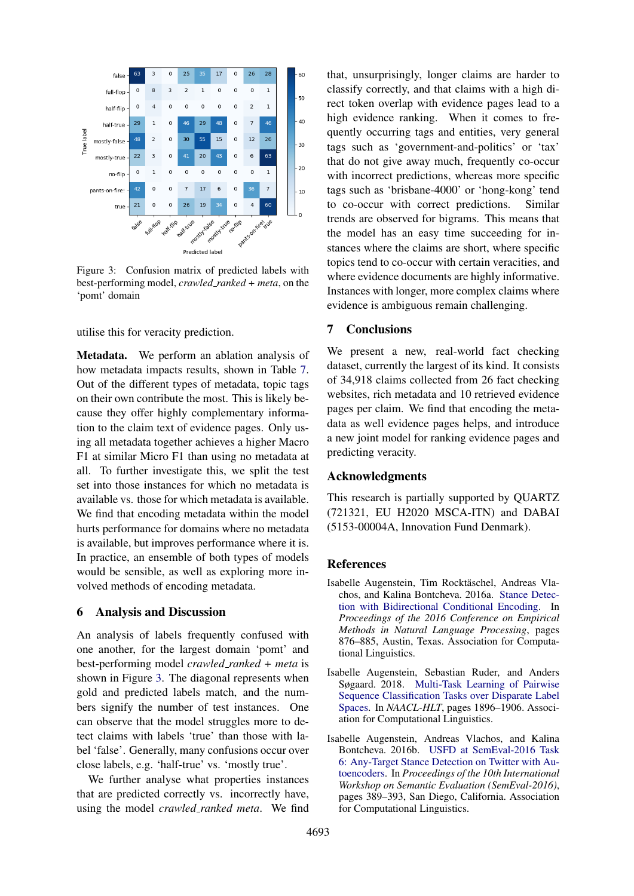Figure 3: Confusion matrix of predicted labels with best-performing model, *crawled_ranked + meta*, on the 'pomt' domain

utilise this for veracity prediction.

**Metadata.** We perform an ablation analysis of how metadata impacts results, shown in Table 7. Out of the different types of metadata, topic tags on their own contribute the most. This is likely because they offer highly complementary information to the claim text of evidence pages. Only using all metadata together achieves a higher Macro F1 at similar Micro F1 than using no metadata at all. To further investigate this, we split the test set into those instances for which no metadata is available vs. those for which metadata is available. We find that encoding metadata within the model hurts performance for domains where no metadata is available, but improves performance where it is. In practice, an ensemble of both types of models would be sensible, as well as exploring more involved methods of encoding metadata.

## 6 Analysis and Discussion

An analysis of labels frequently confused with one another, for the largest domain 'pomt' and best-performing model *crawled_ranked + meta* is shown in Figure 3. The diagonal represents when gold and predicted labels match, and the numbers signify the number of test instances. One can observe that the model struggles more to detect claims with labels 'true' than those with label 'false'. Generally, many confusions occur over close labels, e.g. 'half-true' vs. 'mostly true'.

We further analyse what properties instances that are predicted correctly vs. incorrectly have, using the model *crawled_ranked meta*. We find that, unsurprisingly, longer claims are harder to classify correctly, and that claims with a high direct token overlap with evidence pages lead to a high evidence ranking. When it comes to frequently occurring tags and entities, very general tags such as 'government-and-politics' or 'tax' that do not give away much, frequently co-occur with incorrect predictions, whereas more specific tags such as 'brisbane-4000' or 'hong-kong' tend to co-occur with correct predictions. Similar trends are observed for bigrams. This means that the model has an easy time succeeding for instances where the claims are short, where specific topics tend to co-occur with certain veracities, and where evidence documents are highly informative. Instances with longer, more complex claims where evidence is ambiguous remain challenging.

## 7 Conclusions

We present a new, real-world fact checking dataset, currently the largest of its kind. It consists of 34,918 claims collected from 26 fact checking websites, rich metadata and 10 retrieved evidence pages per claim. We find that encoding the metadata as well evidence pages helps, and introduce a new joint model for ranking evidence pages and predicting veracity.

## Acknowledgments

This research is partially supported by QUARTZ (721321, EU H2020 MSCA-ITN) and DABAI (5153-00004A, Innovation Fund Denmark).

## References

Isabelle Augenstein, Tim Rocktäschel, Andreas Vlachos, and Kalina Bontcheva. 2016a. Stance Detection with Bidirectional Conditional Encoding. In *Proceedings of the 2016 Conference on Empirical Methods in Natural Language Processing*, pages 876–885, Austin, Texas. Association for Computational Linguistics.

Isabelle Augenstein, Sebastian Ruder, and Anders Søgaard. 2018. Multi-Task Learning of Pairwise Sequence Classification Tasks over Disparate Label Spaces. In *NAACL-HLT*, pages 1896–1906. Association for Computational Linguistics.

Isabelle Augenstein, Andreas Vlachos, and Kalina Bontcheva. 2016b. USFD at SemEval-2016 Task 6: Any-Target Stance Detection on Twitter with Autoencoders. In *Proceedings of the 10th International Workshop on Semantic Evaluation (SemEval-2016)*, pages 389–393, San Diego, California. Association for Computational Linguistics.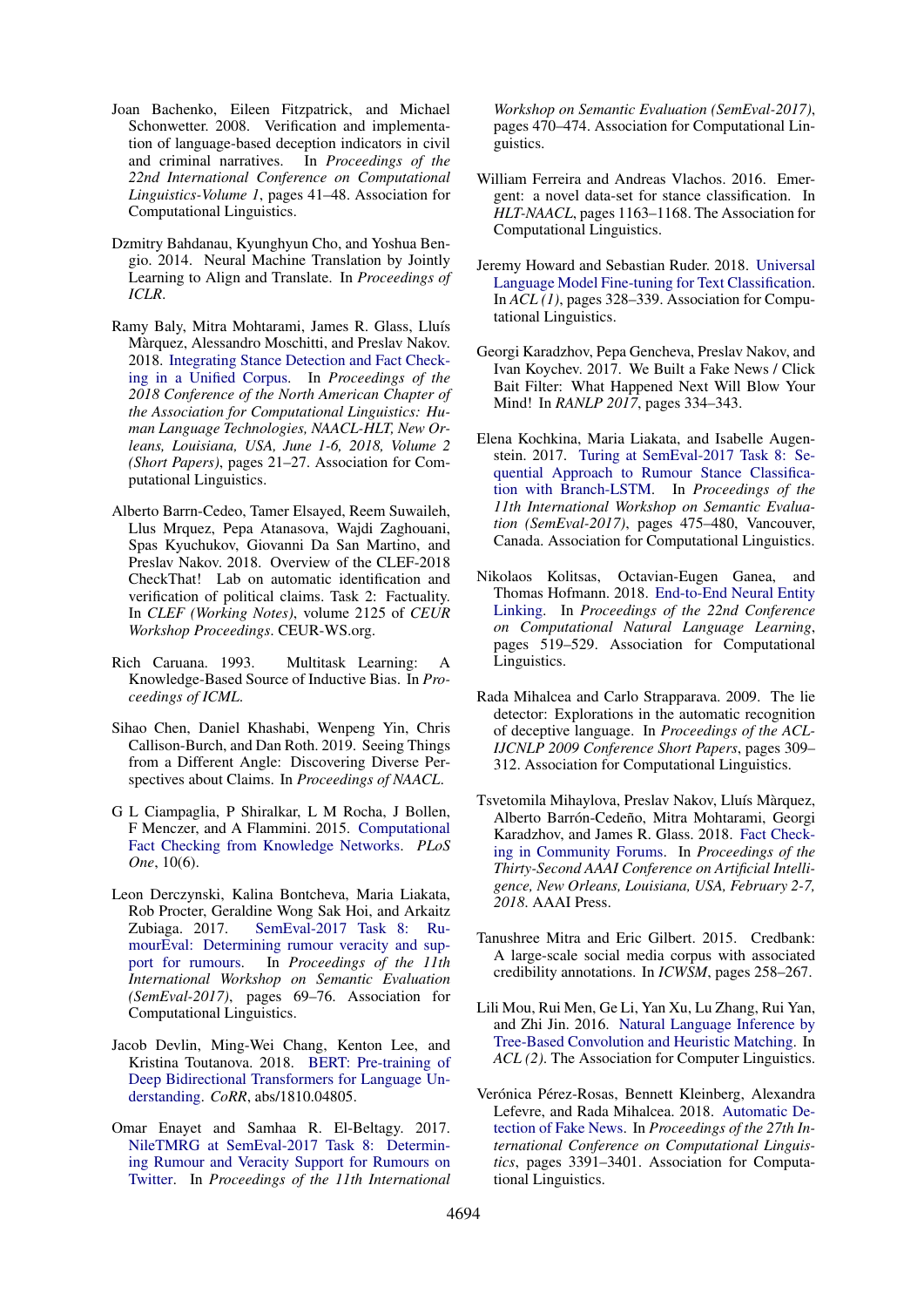Joan Bachenko, Eileen Fitzpatrick, and Michael Schonwetter. 2008. Verification and implementation of language-based deception indicators in civil and criminal narratives. In *Proceedings of the 22nd International Conference on Computational Linguistics-Volume 1*, pages 41–48. Association for Computational Linguistics.

Dzmitry Bahdanau, Kyunghyun Cho, and Yoshua Bengio. 2014. Neural Machine Translation by Jointly Learning to Align and Translate. In *Proceedings of ICLR*.

Ramy Baly, Mitra Mohtarami, James R. Glass, Lluís Màrquez, Alessandro Moschitti, and Preslav Nakov. 2018. Integrating Stance Detection and Fact Checking in a Unified Corpus. In *Proceedings of the 2018 Conference of the North American Chapter of the Association for Computational Linguistics: Human Language Technologies, NAACL-HLT, New Orleans, Louisiana, USA, June 1-6, 2018, Volume 2 (Short Papers)*, pages 21–27. Association for Computational Linguistics.

Alberto Barrn-Cedeo, Tamer Elsayed, Reem Suwaileh, Llus Mrquez, Pepa Atanasova, Wajdi Zaghouani, Spas Kyuchukov, Giovanni Da San Martino, and Preslav Nakov. 2018. Overview of the CLEF-2018 CheckThat! Lab on automatic identification and verification of political claims. Task 2: Factuality. In *CLEF (Working Notes)*, volume 2125 of *CEUR Workshop Proceedings*. CEUR-WS.org.

Rich Caruana. 1993. Multitask Learning: A Knowledge-Based Source of Inductive Bias. In *Proceedings of ICML*.

Sihao Chen, Daniel Khashabi, Wenpeng Yin, Chris Callison-Burch, and Dan Roth. 2019. Seeing Things from a Different Angle: Discovering Diverse Perspectives about Claims. In *Proceedings of NAACL*.

G L Ciampaglia, P Shiralkar, L M Rocha, J Bollen, F Menczer, and A Flammini. 2015. Computational Fact Checking from Knowledge Networks. *PLoS One*, 10(6).

Leon Derczynski, Kalina Bontcheva, Maria Liakata, Rob Procter, Geraldine Wong Sak Hoi, and Arkaitz Zubiaga. 2017. SemEval-2017 Task 8: RumourEval: Determining rumour veracity and support for rumours. In *Proceedings of the 11th International Workshop on Semantic Evaluation (SemEval-2017)*, pages 69–76. Association for Computational Linguistics.

Jacob Devlin, Ming-Wei Chang, Kenton Lee, and Kristina Toutanova. 2018. BERT: Pre-training of Deep Bidirectional Transformers for Language Understanding. *CoRR*, abs/1810.04805.

Omar Enayet and Samhaa R. El-Beltagy. 2017. NileTMRG at SemEval-2017 Task 8: Determining Rumour and Veracity Support for Rumours on Twitter. In *Proceedings of the 11th International Workshop on Semantic Evaluation (SemEval-2017)*, pages 470–474. Association for Computational Linguistics.

William Ferreira and Andreas Vlachos. 2016. Emergent: a novel data-set for stance classification. In *HLT-NAACL*, pages 1163–1168. The Association for Computational Linguistics.

Jeremy Howard and Sebastian Ruder. 2018. Universal Language Model Fine-tuning for Text Classification. In *ACL (1)*, pages 328–339. Association for Computational Linguistics.

Georgi Karadzhov, Pepa Gencheva, Preslav Nakov, and Ivan Koychev. 2017. We Built a Fake News / Click Bait Filter: What Happened Next Will Blow Your Mind! In *RANLP 2017*, pages 334–343.

Elena Kochkina, Maria Liakata, and Isabelle Augenstein. 2017. Turing at SemEval-2017 Task 8: Sequential Approach to Rumour Stance Classification with Branch-LSTM. In *Proceedings of the 11th International Workshop on Semantic Evaluation (SemEval-2017)*, pages 475–480, Vancouver, Canada. Association for Computational Linguistics.

Nikolaos Kolitsas, Octavian-Eugen Ganea, and Thomas Hofmann. 2018. End-to-End Neural Entity Linking. In *Proceedings of the 22nd Conference on Computational Natural Language Learning*, pages 519–529. Association for Computational Linguistics.

Rada Mihalcea and Carlo Strapparava. 2009. The lie detector: Explorations in the automatic recognition of deceptive language. In *Proceedings of the ACL-IJCNLP 2009 Conference Short Papers*, pages 309–312. Association for Computational Linguistics.

Tsvetomila Mihaylova, Preslav Nakov, Lluís Màrquez, Alberto Barrón-Cedeño, Mitra Mohtarami, Georgi Karadzhov, and James R. Glass. 2018. Fact Checking in Community Forums. In *Proceedings of the Thirty-Second AAAI Conference on Artificial Intelligence, New Orleans, Louisiana, USA, February 2-7, 2018*. AAAI Press.

Tanushree Mitra and Eric Gilbert. 2015. Credbank: A large-scale social media corpus with associated credibility annotations. In *ICWSM*, pages 258–267.

Lili Mou, Rui Men, Ge Li, Yan Xu, Lu Zhang, Rui Yan, and Zhi Jin. 2016. Natural Language Inference by Tree-Based Convolution and Heuristic Matching. In *ACL (2)*. The Association for Computer Linguistics.

Verónica Pérez-Rosas, Bennett Kleinberg, Alexandra Lefevre, and Rada Mihalcea. 2018. Automatic Detection of Fake News. In *Proceedings of the 27th International Conference on Computational Linguistics*, pages 3391–3401. Association for Computational Linguistics.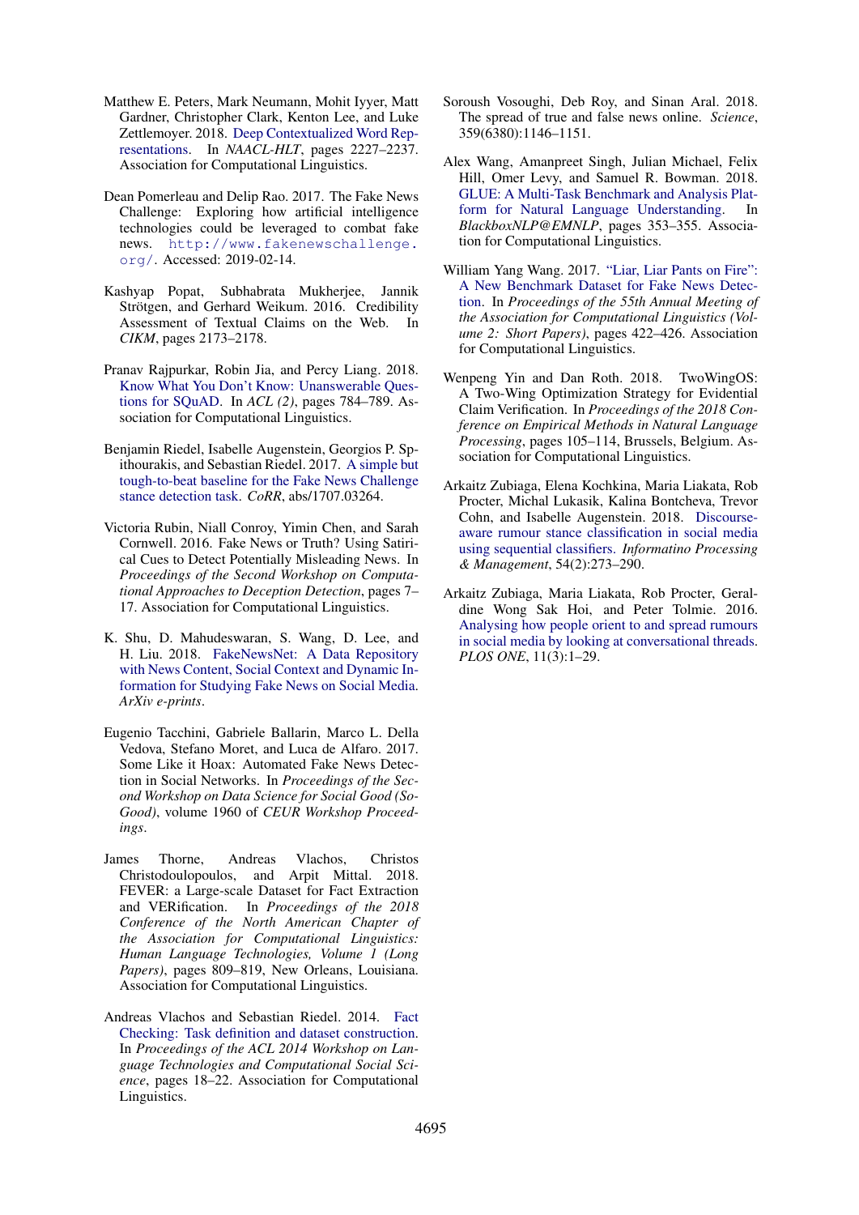Matthew E. Peters, Mark Neumann, Mohit Iyyer, Matt Gardner, Christopher Clark, Kenton Lee, and Luke Zettlemoyer. 2018. Deep Contextualized Word Representations. In *NAACL-HLT*, pages 2227–2237. Association for Computational Linguistics.

Dean Pomerleau and Delip Rao. 2017. The Fake News Challenge: Exploring how artificial intelligence technologies could be leveraged to combat fake news. http://www.fakenewschallenge.org/. Accessed: 2019-02-14.

Kashyap Popat, Subhabrata Mukherjee, Jannik Strötgen, and Gerhard Weikum. 2016. Credibility Assessment of Textual Claims on the Web. In *CIKM*, pages 2173–2178.

Pranav Rajpurkar, Robin Jia, and Percy Liang. 2018. Know What You Don't Know: Unanswerable Questions for SQuAD. In *ACL (2)*, pages 784–789. Association for Computational Linguistics.

Benjamin Riedel, Isabelle Augenstein, Georgios P. Spithourakis, and Sebastian Riedel. 2017. A simple but tough-to-beat baseline for the Fake News Challenge stance detection task. *CoRR*, abs/1707.03264.

Victoria Rubin, Niall Conroy, Yimin Chen, and Sarah Cornwell. 2016. Fake News or Truth? Using Satirical Cues to Detect Potentially Misleading News. In *Proceedings of the Second Workshop on Computational Approaches to Deception Detection*, pages 7–17. Association for Computational Linguistics.

K. Shu, D. Mahudeswaran, S. Wang, D. Lee, and H. Liu. 2018. FakeNewsNet: A Data Repository with News Content, Social Context and Dynamic Information for Studying Fake News on Social Media. *ArXiv e-prints*.

Eugenio Tacchini, Gabriele Ballarin, Marco L. Della Vedova, Stefano Moret, and Luca de Alfaro. 2017. Some Like it Hoax: Automated Fake News Detection in Social Networks. In *Proceedings of the Second Workshop on Data Science for Social Good (SoGood)*, volume 1960 of *CEUR Workshop Proceedings*.

James Thorne, Andreas Vlachos, Christos Christodoulopoulos, and Arpit Mittal. 2018. FEVER: a Large-scale Dataset for Fact Extraction and VERification. In *Proceedings of the 2018 Conference of the North American Chapter of the Association for Computational Linguistics: Human Language Technologies, Volume 1 (Long Papers)*, pages 809–819, New Orleans, Louisiana. Association for Computational Linguistics.

Andreas Vlachos and Sebastian Riedel. 2014. Fact Checking: Task definition and dataset construction. In *Proceedings of the ACL 2014 Workshop on Language Technologies and Computational Social Science*, pages 18–22. Association for Computational Linguistics.

Soroush Vosoughi, Deb Roy, and Sinan Aral. 2018. The spread of true and false news online. *Science*, 359(6380):1146–1151.

Alex Wang, Amanpreet Singh, Julian Michael, Felix Hill, Omer Levy, and Samuel R. Bowman. 2018. GLUE: A Multi-Task Benchmark and Analysis Platform for Natural Language Understanding. In *BlackboxNLP@EMNLP*, pages 353–355. Association for Computational Linguistics.

William Yang Wang. 2017. "Liar, Liar Pants on Fire": A New Benchmark Dataset for Fake News Detection. In *Proceedings of the 55th Annual Meeting of the Association for Computational Linguistics (Volume 2: Short Papers)*, pages 422–426. Association for Computational Linguistics.

Wenpeng Yin and Dan Roth. 2018. TwoWingOS: A Two-Wing Optimization Strategy for Evidential Claim Verification. In *Proceedings of the 2018 Conference on Empirical Methods in Natural Language Processing*, pages 105–114, Brussels, Belgium. Association for Computational Linguistics.

Arkaitz Zubiaga, Elena Kochkina, Maria Liakata, Rob Procter, Michal Lukasik, Kalina Bontcheva, Trevor Cohn, and Isabelle Augenstein. 2018. Discourse-aware rumour stance classification in social media using sequential classifiers. *Informatino Processing & Management*, 54(2):273–290.

Arkaitz Zubiaga, Maria Liakata, Rob Procter, Geraldine Wong Sak Hoi, and Peter Tolmie. 2016. Analysing how people orient to and spread rumours in social media by looking at conversational threads. *PLOS ONE*, 11(3):1–29.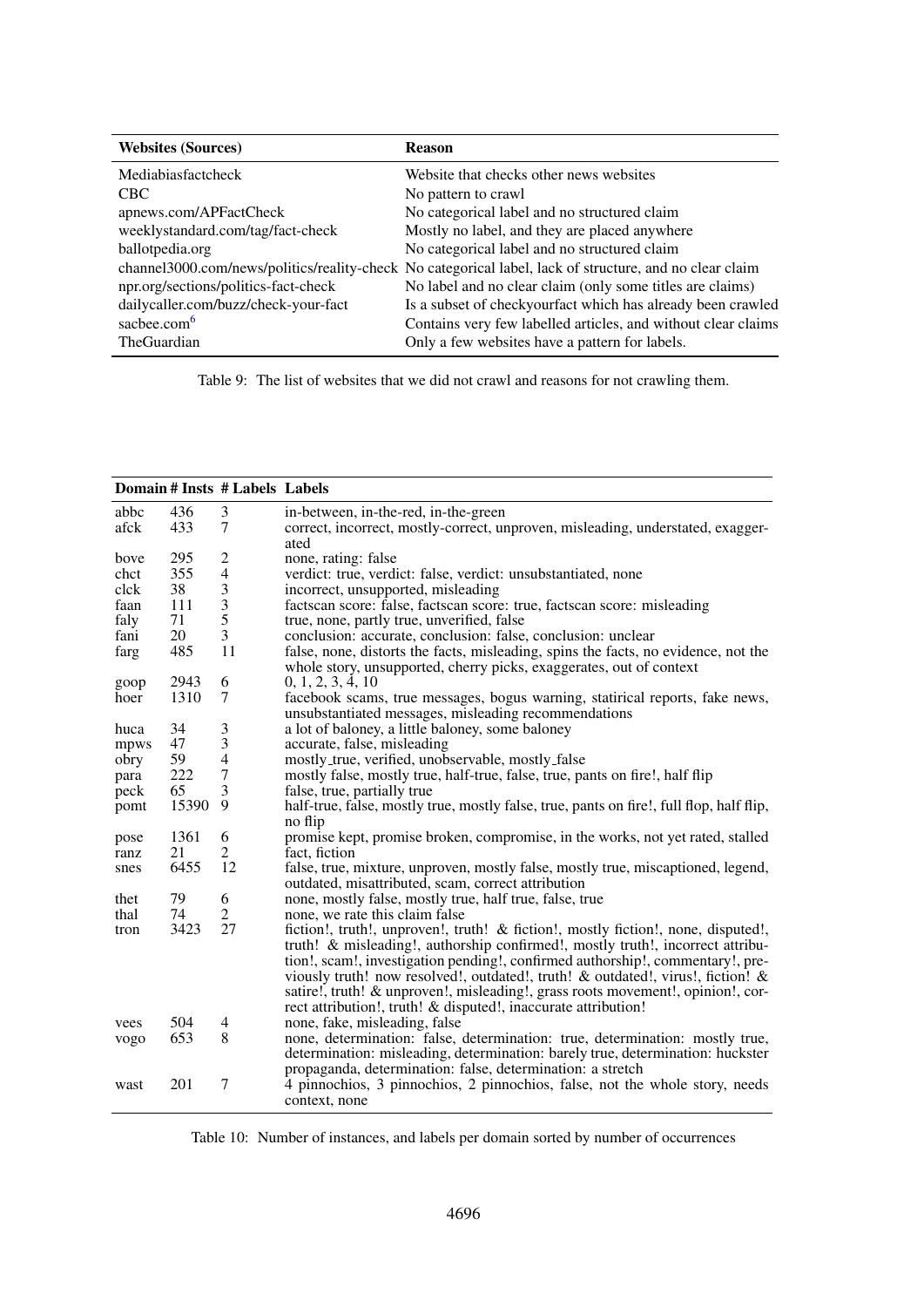| Websites (Sources) | Reason |
|---|---|
| Mediabiasfactcheck | Website that checks other news websites |
| CBC | No pattern to crawl |
| apnews.com/APFactCheck | No categorical label and no structured claim |
| weeklystandard.com/tag/fact-check | Mostly no label, and they are placed anywhere |
| ballotpedia.org | No categorical label and no structured claim |
| channel3000.com/news/politics/reality-check | No categorical label, lack of structure, and no clear claim |
| npr.org/sections/politics-fact-check | No label and no clear claim (only some titles are claims) |
| dailycaller.com/buzz/check-your-fact | Is a subset of checkyourfact which has already been crawled |
| sacbee.com[6] | Contains very few labelled articles, and without clear claims |
| TheGuardian | Only a few websites have a pattern for labels. |

Table 9: The list of websites that we did not crawl and reasons for not crawling them.

| Domain | # Insts | # Labels | Labels |
|---|---|---|---|
| abbc | 436 | 3 | in-between, in-the-red, in-the-green |
| afck | 433 | 7 | correct, incorrect, mostly-correct, unproven, misleading, understated, exaggerated |
| bove | 295 | 2 | none, rating: false |
| chct | 355 | 4 | verdict: true, verdict: false, verdict: unsubstantiated, none |
| clck | 38 | 3 | incorrect, unsupported, misleading |
| faan | 111 | 3 | factscan score: false, factscan score: true, factscan score: misleading |
| faly | 71 | 5 | true, none, partly true, unverified, false |
| fani | 20 | 3 | conclusion: accurate, conclusion: false, conclusion: unclear |
| farg | 485 | 11 | false, none, distorts the facts, misleading, spins the facts, no evidence, not the whole story, unsupported, cherry picks, exaggerates, out of context |
| goop | 2943 | 6 | 0, 1, 2, 3, 4, 10 |
| hoer | 1310 | 7 | facebook scams, true messages, bogus warning, statirical reports, fake news, unsubstantiated messages, misleading recommendations |
| huca | 34 | 3 | a lot of baloney, a little baloney, some baloney |
| mpws | 47 | 3 | accurate, false, misleading |
| obry | 59 | 4 | mostly_true, verified, unobservable, mostly_false |
| para | 222 | 7 | mostly false, mostly true, half-true, false, true, pants on fire!, half flip |
| peck | 65 | 3 | false, true, partially true |
| pomt | 15390 | 9 | half-true, false, mostly true, mostly false, true, pants on fire!, full flop, half flip, no flip |
| pose | 1361 | 6 | promise kept, promise broken, compromise, in the works, not yet rated, stalled |
| ranz | 21 | 2 | fact, fiction |
| snes | 6455 | 12 | false, true, mixture, unproven, mostly false, mostly true, miscaptioned, legend, outdated, misattributed, scam, correct attribution |
| thet | 79 | 6 | none, mostly false, mostly true, half true, false, true |
| thal | 74 | 2 | none, we rate this claim false |
| tron | 3423 | 27 | fiction!, truth!, unproven!, truth! & fiction!, mostly fiction!, none, disputed!, truth! & misleading!, authorship confirmed!, mostly truth!, incorrect attribution!, scam!, investigation pending!, confirmed authorship!, commentary!, previously truth! now resolved!, outdated!, truth! & outdated!, virus!, fiction! & satire!, truth! & unproven!, misleading!, grass roots movement!, opinion!, correct attribution!, truth! & disputed!, inaccurate attribution! |
| vees | 504 | 4 | none, fake, misleading, false |
| vogo | 653 | 8 | none, determination: false, determination: true, determination: mostly true, determination: misleading, determination: barely true, determination: huckster propaganda, determination: false, determination: a stretch |
| wast | 201 | 7 | 4 pinnochios, 3 pinnochios, 2 pinnochios, false, not the whole story, needs context, none |

Table 10: Number of instances, and labels per domain sorted by number of occurrences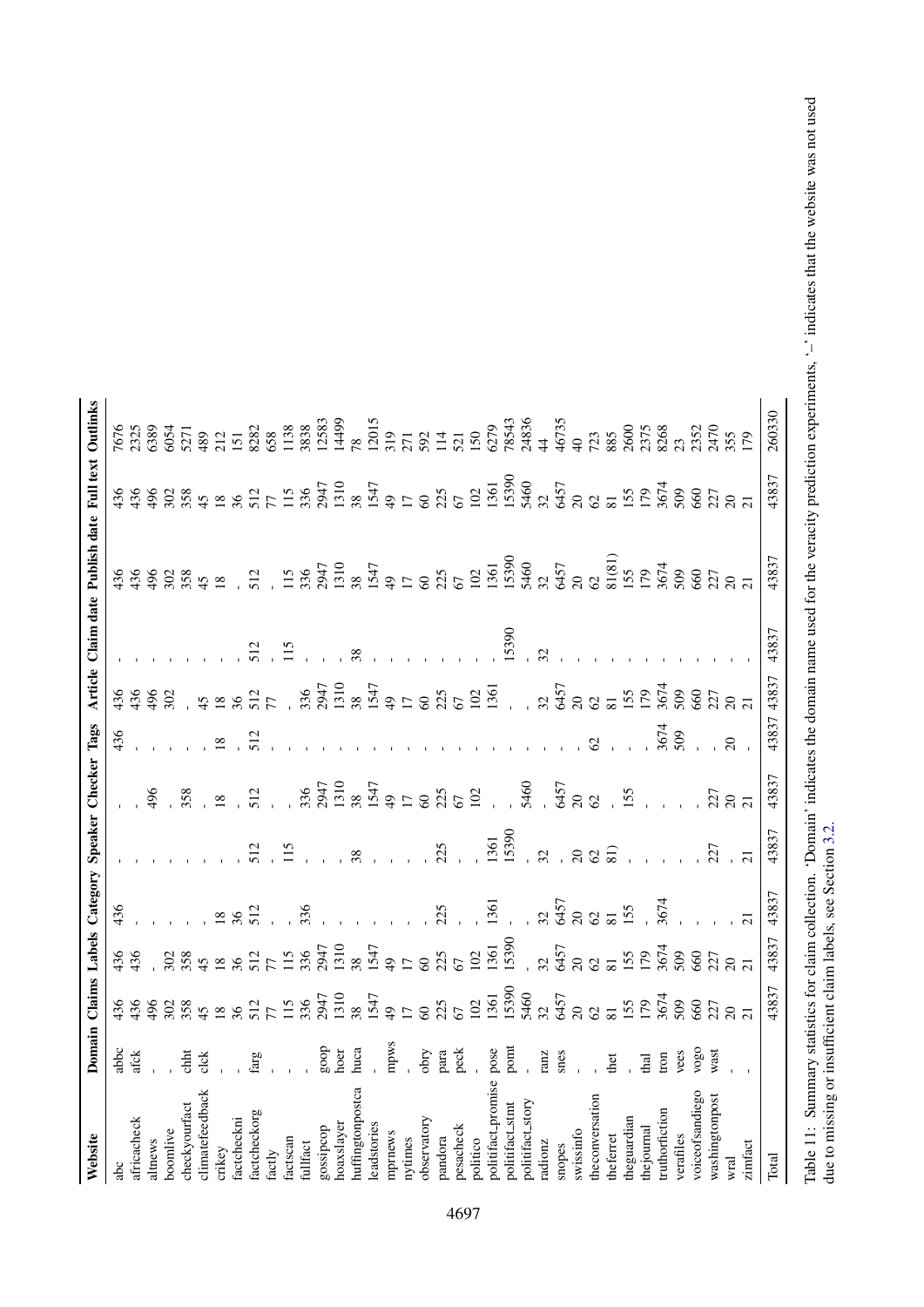| Website | Domain | Claims | Labels | Category | Speaker | Checker | Tags | Article | Claim date | Publish date | Full text | Outlinks |
|---|---|---|---|---|---|---|---|---|---|---|---|---|
| abc | abbc | 436 | 436 | 436 | - | - | 436 | 436 | - | 436 | 436 | 7676 |
| africacheck | afck | 436 | 436 | - | - | - | - | 436 | - | 436 | 436 | 2325 |
| altnews | - | 496 | - | - | - | 496 | - | 496 | - | 496 | 496 | 6389 |
| boomlive | - | 302 | 302 | - | - | - | - | 302 | - | 302 | 302 | 6054 |
| checkyourfact | chht | 358 | 358 | - | - | 358 | - | - | - | 358 | 358 | 5271 |
| climatefeedback | clck | 45 | 45 | - | - | - | - | 45 | - | 45 | 45 | 489 |
| crikey | - | 18 | 18 | 18 | - | 18 | 18 | 18 | - | 18 | 18 | 212 |
| factcheckni | - | 36 | 36 | 36 | - | - | - | 36 | - | - | 36 | 151 |
| factcheckorg | farg | 512 | 512 | 512 | 512 | 512 | 512 | 512 | 512 | 512 | 512 | 8282 |
| factly | - | 77 | 77 | - | - | - | - | 77 | - | - | 77 | 658 |
| factscan | - | 115 | 115 | - | 115 | - | - | - | 115 | 115 | 115 | 1138 |
| fullfact | - | 336 | 336 | 336 | - | 336 | - | 336 | - | 336 | 336 | 3838 |
| gossipcop | goop | 2947 | 2947 | - | - | 2947 | - | 2947 | - | 2947 | 2947 | 12583 |
| hoaxslayer | hoer | 1310 | 1310 | - | - | 1310 | - | 1310 | - | 1310 | 1310 | 14499 |
| huffingtonpostca | huca | 38 | 38 | - | 38 | 38 | - | 38 | 38 | 38 | 38 | 78 |
| leadstories | - | 1547 | 1547 | - | - | 1547 | - | 1547 | - | 1547 | 1547 | 12015 |
| mprnews | mpws | 49 | 49 | - | - | 49 | - | 49 | - | 49 | 49 | 319 |
| nytimes | - | 17 | 17 | - | - | 17 | - | 17 | - | 17 | 17 | 271 |
| observatory | obry | 60 | 60 | - | - | 60 | - | 60 | - | 60 | 60 | 592 |
| pandora | para | 225 | 225 | 225 | 225 | 225 | - | 225 | - | 225 | 225 | 114 |
| pesacheck | peck | 67 | 67 | - | - | 67 | - | 67 | - | 67 | 67 | 521 |
| politico | - | 102 | 102 | - | - | 102 | - | 102 | - | 102 | 102 | 150 |
| politifact_promise | pose | 1361 | 1361 | 1361 | 1361 | - | - | 1361 | - | 1361 | 1361 | 6279 |
| politifact_stmt | pomt | 15390 | 15390 | - | 15390 | - | - | - | 15390 | 15390 | 15390 | 78543 |
| politifact_story | - | 5460 | - | - | - | 5460 | - | - | - | 5460 | 5460 | 24836 |
| radionz | ranz | 32 | 32 | 32 | 32 | - | - | 32 | 32 | 32 | 32 | 44 |
| snopes | snes | 6457 | 6457 | 6457 | - | 6457 | - | 6457 | - | 6457 | 6457 | 46735 |
| swissinfo | - | 20 | 20 | 20 | 20 | 20 | - | 20 | - | 20 | 20 | 40 |
| theconversation | - | 62 | 62 | 62 | 62 | 62 | 62 | 62 | - | 62 | 62 | 723 |
| theferret | thet | 81 | 81 | 81 | 81) | - | - | 81 | - | 81(81) | 81 | 885 |
| theguardian | - | 155 | 155 | 155 | - | 155 | - | 155 | - | 155 | 155 | 2600 |
| thejournal | thal | 179 | 179 | - | - | - | - | 179 | - | 179 | 179 | 2375 |
| truthorfiction | tron | 3674 | 3674 | 3674 | - | - | 3674 | 3674 | - | 3674 | 3674 | 8268 |
| verafiles | vees | 509 | 509 | - | - | - | 509 | 509 | - | 509 | 509 | 23 |
| voiceofsandiego | vogo | 660 | 660 | - | - | - | - | 660 | - | 660 | 660 | 2352 |
| washingtonpost | wast | 227 | 227 | - | 227 | 227 | - | 227 | - | 227 | 227 | 2470 |
| wral | - | 20 | 20 | - | - | 20 | 20 | 20 | - | 20 | 20 | 355 |
| zimfact | - | 21 | 21 | 21 | 21 | 21 | - | 21 | - | 21 | 21 | 179 |
| Total | | 43837 | 43837 | 43837 | 43837 | 43837 | 43837 | 43837 | 43837 | 43837 | 43837 | 260330 |

Table 11: Summary statistics for claim collection. 'Domain' indicates the domain name used for the veracity prediction experiments, '–' indicates that the website was not used due to missing or insufficient claim labels, see Section 3.2.